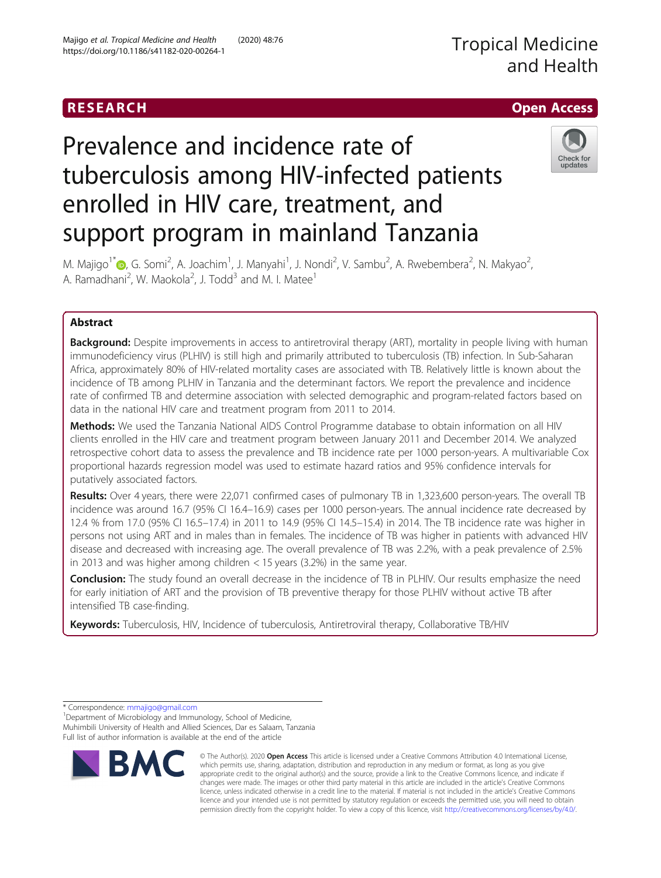RESEARCH

Open Access

# Prevalence and incidence rate of tuberculosis among HIV-infected patients enrolled in HIV care, treatment, and support program in mainland Tanzania

M. Majigo[1*], G. Somi[2], A. Joachim[1], J. Manyahi[1], J. Nondi[2], V. Sambu[2], A. Rwebembera[2], N. Makyao[2], A. Ramadhani[2], W. Maokola[2], J. Todd[3] and M. I. Matee[1]

## Abstract

**Background:** Despite improvements in access to antiretroviral therapy (ART), mortality in people living with human immunodeficiency virus (PLHIV) is still high and primarily attributed to tuberculosis (TB) infection. In Sub-Saharan Africa, approximately 80% of HIV-related mortality cases are associated with TB. Relatively little is known about the incidence of TB among PLHIV in Tanzania and the determinant factors. We report the prevalence and incidence rate of confirmed TB and determine association with selected demographic and program-related factors based on data in the national HIV care and treatment program from 2011 to 2014.

**Methods:** We used the Tanzania National AIDS Control Programme database to obtain information on all HIV clients enrolled in the HIV care and treatment program between January 2011 and December 2014. We analyzed retrospective cohort data to assess the prevalence and TB incidence rate per 1000 person-years. A multivariable Cox proportional hazards regression model was used to estimate hazard ratios and 95% confidence intervals for putatively associated factors.

**Results:** Over 4 years, there were 22,071 confirmed cases of pulmonary TB in 1,323,600 person-years. The overall TB incidence was around 16.7 (95% CI 16.4–16.9) cases per 1000 person-years. The annual incidence rate decreased by 12.4 % from 17.0 (95% CI 16.5–17.4) in 2011 to 14.9 (95% CI 14.5–15.4) in 2014. The TB incidence rate was higher in persons not using ART and in males than in females. The incidence of TB was higher in patients with advanced HIV disease and decreased with increasing age. The overall prevalence of TB was 2.2%, with a peak prevalence of 2.5% in 2013 and was higher among children < 15 years (3.2%) in the same year.

**Conclusion:** The study found an overall decrease in the incidence of TB in PLHIV. Our results emphasize the need for early initiation of ART and the provision of TB preventive therapy for those PLHIV without active TB after intensified TB case-finding.

**Keywords:** Tuberculosis, HIV, Incidence of tuberculosis, Antiretroviral therapy, Collaborative TB/HIV

\* Correspondence: mmajigo@gmail.com

[1]Department of Microbiology and Immunology, School of Medicine, Muhimbili University of Health and Allied Sciences, Dar es Salaam, Tanzania

Full list of author information is available at the end of the article

© The Author(s). 2020 **Open Access** This article is licensed under a Creative Commons Attribution 4.0 International License, which permits use, sharing, adaptation, distribution and reproduction in any medium or format, as long as you give appropriate credit to the original author(s) and the source, provide a link to the Creative Commons licence, and indicate if changes were made. The images or other third party material in this article are included in the article's Creative Commons licence, unless indicated otherwise in a credit line to the material. If material is not included in the article's Creative Commons licence and your intended use is not permitted by statutory regulation or exceeds the permitted use, you will need to obtain permission directly from the copyright holder. To view a copy of this licence, visit http://creativecommons.org/licenses/by/4.0/.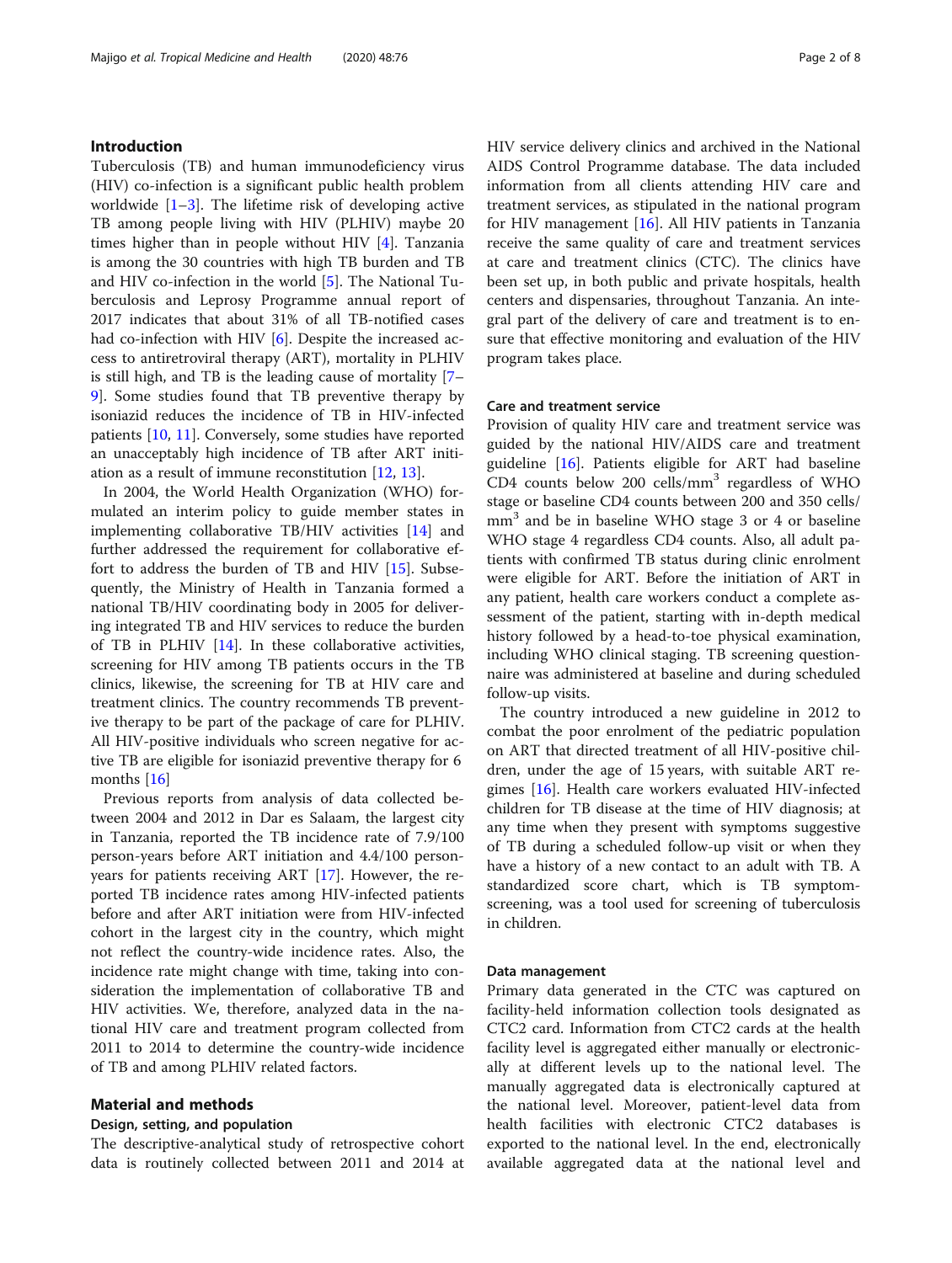## Introduction

Tuberculosis (TB) and human immunodeficiency virus (HIV) co-infection is a significant public health problem worldwide [1–3]. The lifetime risk of developing active TB among people living with HIV (PLHIV) maybe 20 times higher than in people without HIV [4]. Tanzania is among the 30 countries with high TB burden and TB and HIV co-infection in the world [5]. The National Tuberculosis and Leprosy Programme annual report of 2017 indicates that about 31% of all TB-notified cases had co-infection with HIV [6]. Despite the increased access to antiretroviral therapy (ART), mortality in PLHIV is still high, and TB is the leading cause of mortality [7–9]. Some studies found that TB preventive therapy by isoniazid reduces the incidence of TB in HIV-infected patients [10, 11]. Conversely, some studies have reported an unacceptably high incidence of TB after ART initiation as a result of immune reconstitution [12, 13].

In 2004, the World Health Organization (WHO) formulated an interim policy to guide member states in implementing collaborative TB/HIV activities [14] and further addressed the requirement for collaborative effort to address the burden of TB and HIV [15]. Subsequently, the Ministry of Health in Tanzania formed a national TB/HIV coordinating body in 2005 for delivering integrated TB and HIV services to reduce the burden of TB in PLHIV [14]. In these collaborative activities, screening for HIV among TB patients occurs in the TB clinics, likewise, the screening for TB at HIV care and treatment clinics. The country recommends TB preventive therapy to be part of the package of care for PLHIV. All HIV-positive individuals who screen negative for active TB are eligible for isoniazid preventive therapy for 6 months [16]

Previous reports from analysis of data collected between 2004 and 2012 in Dar es Salaam, the largest city in Tanzania, reported the TB incidence rate of 7.9/100 person-years before ART initiation and 4.4/100 person-years for patients receiving ART [17]. However, the reported TB incidence rates among HIV-infected patients before and after ART initiation were from HIV-infected cohort in the largest city in the country, which might not reflect the country-wide incidence rates. Also, the incidence rate might change with time, taking into consideration the implementation of collaborative TB and HIV activities. We, therefore, analyzed data in the national HIV care and treatment program collected from 2011 to 2014 to determine the country-wide incidence of TB and among PLHIV related factors.

## Material and methods

### Design, setting, and population

The descriptive-analytical study of retrospective cohort data is routinely collected between 2011 and 2014 at HIV service delivery clinics and archived in the National AIDS Control Programme database. The data included information from all clients attending HIV care and treatment services, as stipulated in the national program for HIV management [16]. All HIV patients in Tanzania receive the same quality of care and treatment services at care and treatment clinics (CTC). The clinics have been set up, in both public and private hospitals, health centers and dispensaries, throughout Tanzania. An integral part of the delivery of care and treatment is to ensure that effective monitoring and evaluation of the HIV program takes place.

### Care and treatment service

Provision of quality HIV care and treatment service was guided by the national HIV/AIDS care and treatment guideline [16]. Patients eligible for ART had baseline CD4 counts below 200 cells/mm$^3$ regardless of WHO stage or baseline CD4 counts between 200 and 350 cells/mm$^3$ and be in baseline WHO stage 3 or 4 or baseline WHO stage 4 regardless CD4 counts. Also, all adult patients with confirmed TB status during clinic enrolment were eligible for ART. Before the initiation of ART in any patient, health care workers conduct a complete assessment of the patient, starting with in-depth medical history followed by a head-to-toe physical examination, including WHO clinical staging. TB screening questionnaire was administered at baseline and during scheduled follow-up visits.

The country introduced a new guideline in 2012 to combat the poor enrolment of the pediatric population on ART that directed treatment of all HIV-positive children, under the age of 15 years, with suitable ART regimes [16]. Health care workers evaluated HIV-infected children for TB disease at the time of HIV diagnosis; at any time when they present with symptoms suggestive of TB during a scheduled follow-up visit or when they have a history of a new contact to an adult with TB. A standardized score chart, which is TB symptom-screening, was a tool used for screening of tuberculosis in children.

### Data management

Primary data generated in the CTC was captured on facility-held information collection tools designated as CTC2 card. Information from CTC2 cards at the health facility level is aggregated either manually or electronically at different levels up to the national level. The manually aggregated data is electronically captured at the national level. Moreover, patient-level data from health facilities with electronic CTC2 databases is exported to the national level. In the end, electronically available aggregated data at the national level and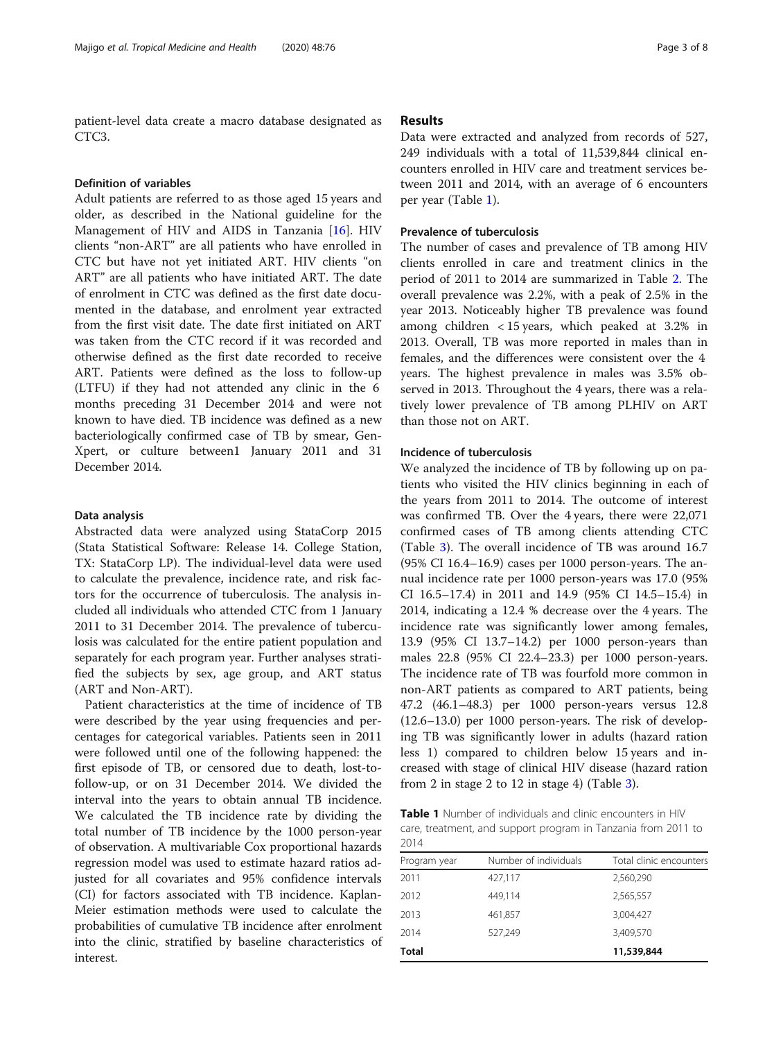patient-level data create a macro database designated as CTC3.

### Definition of variables

Adult patients are referred to as those aged 15 years and older, as described in the National guideline for the Management of HIV and AIDS in Tanzania [16]. HIV clients "non-ART" are all patients who have enrolled in CTC but have not yet initiated ART. HIV clients "on ART" are all patients who have initiated ART. The date of enrolment in CTC was defined as the first date documented in the database, and enrolment year extracted from the first visit date. The date first initiated on ART was taken from the CTC record if it was recorded and otherwise defined as the first date recorded to receive ART. Patients were defined as the loss to follow-up (LTFU) if they had not attended any clinic in the 6 months preceding 31 December 2014 and were not known to have died. TB incidence was defined as a new bacteriologically confirmed case of TB by smear, Gen-Xpert, or culture between1 January 2011 and 31 December 2014.

### Data analysis

Abstracted data were analyzed using StataCorp 2015 (Stata Statistical Software: Release 14. College Station, TX: StataCorp LP). The individual-level data were used to calculate the prevalence, incidence rate, and risk factors for the occurrence of tuberculosis. The analysis included all individuals who attended CTC from 1 January 2011 to 31 December 2014. The prevalence of tuberculosis was calculated for the entire patient population and separately for each program year. Further analyses stratified the subjects by sex, age group, and ART status (ART and Non-ART).

Patient characteristics at the time of incidence of TB were described by the year using frequencies and percentages for categorical variables. Patients seen in 2011 were followed until one of the following happened: the first episode of TB, or censored due to death, lost-to-follow-up, or on 31 December 2014. We divided the interval into the years to obtain annual TB incidence. We calculated the TB incidence rate by dividing the total number of TB incidence by the 1000 person-year of observation. A multivariable Cox proportional hazards regression model was used to estimate hazard ratios adjusted for all covariates and 95% confidence intervals (CI) for factors associated with TB incidence. Kaplan-Meier estimation methods were used to calculate the probabilities of cumulative TB incidence after enrolment into the clinic, stratified by baseline characteristics of interest.

## Results

Data were extracted and analyzed from records of 527, 249 individuals with a total of 11,539,844 clinical encounters enrolled in HIV care and treatment services between 2011 and 2014, with an average of 6 encounters per year (Table 1).

### Prevalence of tuberculosis

The number of cases and prevalence of TB among HIV clients enrolled in care and treatment clinics in the period of 2011 to 2014 are summarized in Table 2. The overall prevalence was 2.2%, with a peak of 2.5% in the year 2013. Noticeably higher TB prevalence was found among children < 15 years, which peaked at 3.2% in 2013. Overall, TB was more reported in males than in females, and the differences were consistent over the 4 years. The highest prevalence in males was 3.5% observed in 2013. Throughout the 4 years, there was a relatively lower prevalence of TB among PLHIV on ART than those not on ART.

### Incidence of tuberculosis

We analyzed the incidence of TB by following up on patients who visited the HIV clinics beginning in each of the years from 2011 to 2014. The outcome of interest was confirmed TB. Over the 4 years, there were 22,071 confirmed cases of TB among clients attending CTC (Table 3). The overall incidence of TB was around 16.7 (95% CI 16.4–16.9) cases per 1000 person-years. The annual incidence rate per 1000 person-years was 17.0 (95% CI 16.5–17.4) in 2011 and 14.9 (95% CI 14.5–15.4) in 2014, indicating a 12.4 % decrease over the 4 years. The incidence rate was significantly lower among females, 13.9 (95% CI 13.7–14.2) per 1000 person-years than males 22.8 (95% CI 22.4–23.3) per 1000 person-years. The incidence rate of TB was fourfold more common in non-ART patients as compared to ART patients, being 47.2 (46.1–48.3) per 1000 person-years versus 12.8 (12.6–13.0) per 1000 person-years. The risk of developing TB was significantly lower in adults (hazard ration less 1) compared to children below 15 years and increased with stage of clinical HIV disease (hazard ration from 2 in stage 2 to 12 in stage 4) (Table 3).

**Table 1** Number of individuals and clinic encounters in HIV care, treatment, and support program in Tanzania from 2011 to 2014

| Program year | Number of individuals | Total clinic encounters |
|---|---|---|
| 2011 | 427,117 | 2,560,290 |
| 2012 | 449,114 | 2,565,557 |
| 2013 | 461,857 | 3,004,427 |
| 2014 | 527,249 | 3,409,570 |
| **Total** | | **11,539,844** |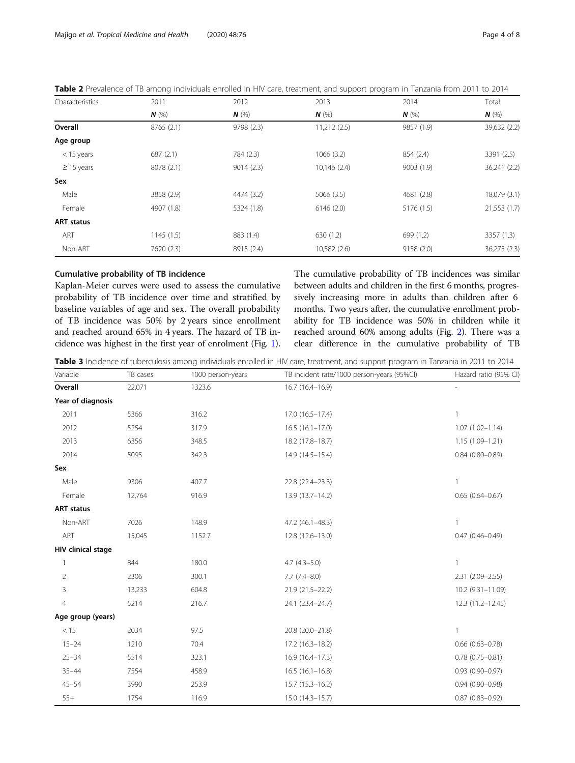**Table 2** Prevalence of TB among individuals enrolled in HIV care, treatment, and support program in Tanzania from 2011 to 2014

| Characteristics | 2011 | 2012 | 2013 | 2014 | Total |
|---|---|---|---|---|---|
| | ***N*** (%) | ***N*** (%) | ***N*** (%) | ***N*** (%) | ***N*** (%) |
| **Overall** | 8765 (2.1) | 9798 (2.3) | 11,212 (2.5) | 9857 (1.9) | 39,632 (2.2) |
| **Age group** | | | | | |
| < 15 years | 687 (2.1) | 784 (2.3) | 1066 (3.2) | 854 (2.4) | 3391 (2.5) |
| ≥ 15 years | 8078 (2.1) | 9014 (2.3) | 10,146 (2.4) | 9003 (1.9) | 36,241 (2.2) |
| **Sex** | | | | | |
| Male | 3858 (2.9) | 4474 (3.2) | 5066 (3.5) | 4681 (2.8) | 18,079 (3.1) |
| Female | 4907 (1.8) | 5324 (1.8) | 6146 (2.0) | 5176 (1.5) | 21,553 (1.7) |
| **ART status** | | | | | |
| ART | 1145 (1.5) | 883 (1.4) | 630 (1.2) | 699 (1.2) | 3357 (1.3) |
| Non-ART | 7620 (2.3) | 8915 (2.4) | 10,582 (2.6) | 9158 (2.0) | 36,275 (2.3) |

### Cumulative probability of TB incidence

Kaplan-Meier curves were used to assess the cumulative probability of TB incidence over time and stratified by baseline variables of age and sex. The overall probability of TB incidence was 50% by 2 years since enrollment and reached around 65% in 4 years. The hazard of TB incidence was highest in the first year of enrolment (Fig. 1). The cumulative probability of TB incidences was similar between adults and children in the first 6 months, progressively increasing more in adults than children after 6 months. Two years after, the cumulative enrollment probability for TB incidence was 50% in children while it reached around 60% among adults (Fig. 2). There was a clear difference in the cumulative probability of TB

**Table 3** Incidence of tuberculosis among individuals enrolled in HIV care, treatment, and support program in Tanzania in 2011 to 2014

| Variable | TB cases | 1000 person-years | TB incident rate/1000 person-years (95%CI) | Hazard ratio (95% CI) |
|---|---|---|---|---|
| **Overall** | 22,071 | 1323.6 | 16.7 (16.4–16.9) | - |
| **Year of diagnosis** | | | | |
| 2011 | 5366 | 316.2 | 17.0 (16.5–17.4) | 1 |
| 2012 | 5254 | 317.9 | 16.5 (16.1–17.0) | 1.07 (1.02–1.14) |
| 2013 | 6356 | 348.5 | 18.2 (17.8–18.7) | 1.15 (1.09–1.21) |
| 2014 | 5095 | 342.3 | 14.9 (14.5–15.4) | 0.84 (0.80–0.89) |
| **Sex** | | | | |
| Male | 9306 | 407.7 | 22.8 (22.4–23.3) | 1 |
| Female | 12,764 | 916.9 | 13.9 (13.7–14.2) | 0.65 (0.64–0.67) |
| **ART status** | | | | |
| Non-ART | 7026 | 148.9 | 47.2 (46.1–48.3) | 1 |
| ART | 15,045 | 1152.7 | 12.8 (12.6–13.0) | 0.47 (0.46–0.49) |
| **HIV clinical stage** | | | | |
| 1 | 844 | 180.0 | 4.7 (4.3–5.0) | 1 |
| 2 | 2306 | 300.1 | 7.7 (7.4–8.0) | 2.31 (2.09–2.55) |
| 3 | 13,233 | 604.8 | 21.9 (21.5–22.2) | 10.2 (9.31–11.09) |
| 4 | 5214 | 216.7 | 24.1 (23.4–24.7) | 12.3 (11.2–12.45) |
| **Age group (years)** | | | | |
| < 15 | 2034 | 97.5 | 20.8 (20.0–21.8) | 1 |
| 15–24 | 1210 | 70.4 | 17.2 (16.3–18.2) | 0.66 (0.63–0.78) |
| 25–34 | 5514 | 323.1 | 16.9 (16.4–17.3) | 0.78 (0.75–0.81) |
| 35–44 | 7554 | 458.9 | 16.5 (16.1–16.8) | 0.93 (0.90–0.97) |
| 45–54 | 3990 | 253.9 | 15.7 (15.3–16.2) | 0.94 (0.90–0.98) |
| 55+ | 1754 | 116.9 | 15.0 (14.3–15.7) | 0.87 (0.83–0.92) |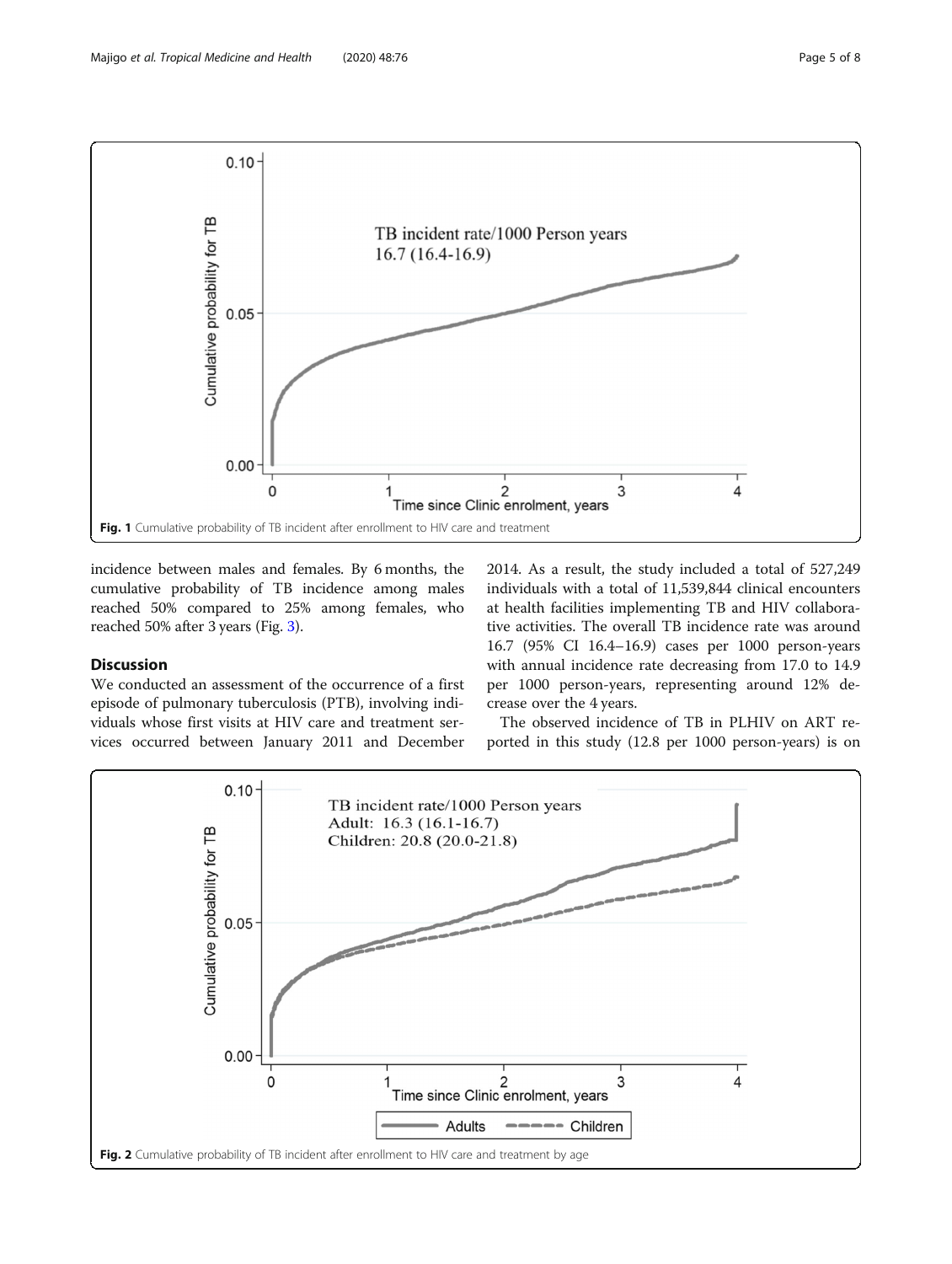Fig. 1 Cumulative probability of TB incident after enrollment to HIV care and treatment

incidence between males and females. By 6 months, the cumulative probability of TB incidence among males reached 50% compared to 25% among females, who reached 50% after 3 years (Fig. 3).

## Discussion

We conducted an assessment of the occurrence of a first episode of pulmonary tuberculosis (PTB), involving individuals whose first visits at HIV care and treatment services occurred between January 2011 and December 2014. As a result, the study included a total of 527,249 individuals with a total of 11,539,844 clinical encounters at health facilities implementing TB and HIV collaborative activities. The overall TB incidence rate was around 16.7 (95% CI 16.4–16.9) cases per 1000 person-years with annual incidence rate decreasing from 17.0 to 14.9 per 1000 person-years, representing around 12% decrease over the 4 years.

The observed incidence of TB in PLHIV on ART reported in this study (12.8 per 1000 person-years) is on

Fig. 2 Cumulative probability of TB incident after enrollment to HIV care and treatment by age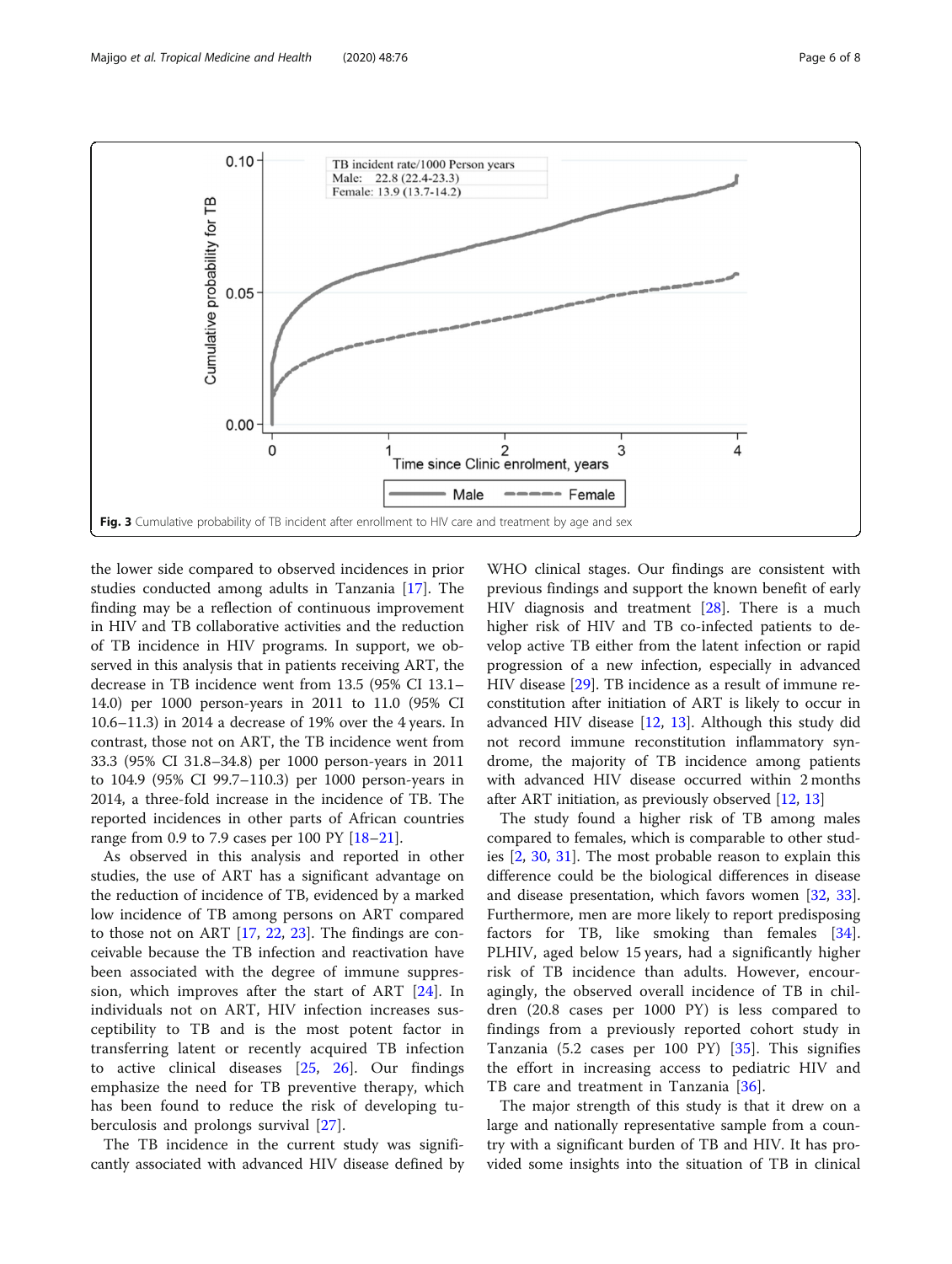Fig. 3 Cumulative probability of TB incident after enrollment to HIV care and treatment by age and sex

the lower side compared to observed incidences in prior studies conducted among adults in Tanzania [17]. The finding may be a reflection of continuous improvement in HIV and TB collaborative activities and the reduction of TB incidence in HIV programs. In support, we observed in this analysis that in patients receiving ART, the decrease in TB incidence went from 13.5 (95% CI 13.1–14.0) per 1000 person-years in 2011 to 11.0 (95% CI 10.6–11.3) in 2014 a decrease of 19% over the 4 years. In contrast, those not on ART, the TB incidence went from 33.3 (95% CI 31.8–34.8) per 1000 person-years in 2011 to 104.9 (95% CI 99.7–110.3) per 1000 person-years in 2014, a three-fold increase in the incidence of TB. The reported incidences in other parts of African countries range from 0.9 to 7.9 cases per 100 PY [18–21].

As observed in this analysis and reported in other studies, the use of ART has a significant advantage on the reduction of incidence of TB, evidenced by a marked low incidence of TB among persons on ART compared to those not on ART [17, 22, 23]. The findings are conceivable because the TB infection and reactivation have been associated with the degree of immune suppression, which improves after the start of ART [24]. In individuals not on ART, HIV infection increases susceptibility to TB and is the most potent factor in transferring latent or recently acquired TB infection to active clinical diseases [25, 26]. Our findings emphasize the need for TB preventive therapy, which has been found to reduce the risk of developing tuberculosis and prolongs survival [27].

The TB incidence in the current study was significantly associated with advanced HIV disease defined by WHO clinical stages. Our findings are consistent with previous findings and support the known benefit of early HIV diagnosis and treatment [28]. There is a much higher risk of HIV and TB co-infected patients to develop active TB either from the latent infection or rapid progression of a new infection, especially in advanced HIV disease [29]. TB incidence as a result of immune reconstitution after initiation of ART is likely to occur in advanced HIV disease [12, 13]. Although this study did not record immune reconstitution inflammatory syndrome, the majority of TB incidence among patients with advanced HIV disease occurred within 2 months after ART initiation, as previously observed [12, 13]

The study found a higher risk of TB among males compared to females, which is comparable to other studies [2, 30, 31]. The most probable reason to explain this difference could be the biological differences in disease and disease presentation, which favors women [32, 33]. Furthermore, men are more likely to report predisposing factors for TB, like smoking than females [34]. PLHIV, aged below 15 years, had a significantly higher risk of TB incidence than adults. However, encouragingly, the observed overall incidence of TB in children (20.8 cases per 1000 PY) is less compared to findings from a previously reported cohort study in Tanzania (5.2 cases per 100 PY) [35]. This signifies the effort in increasing access to pediatric HIV and TB care and treatment in Tanzania [36].

The major strength of this study is that it drew on a large and nationally representative sample from a country with a significant burden of TB and HIV. It has provided some insights into the situation of TB in clinical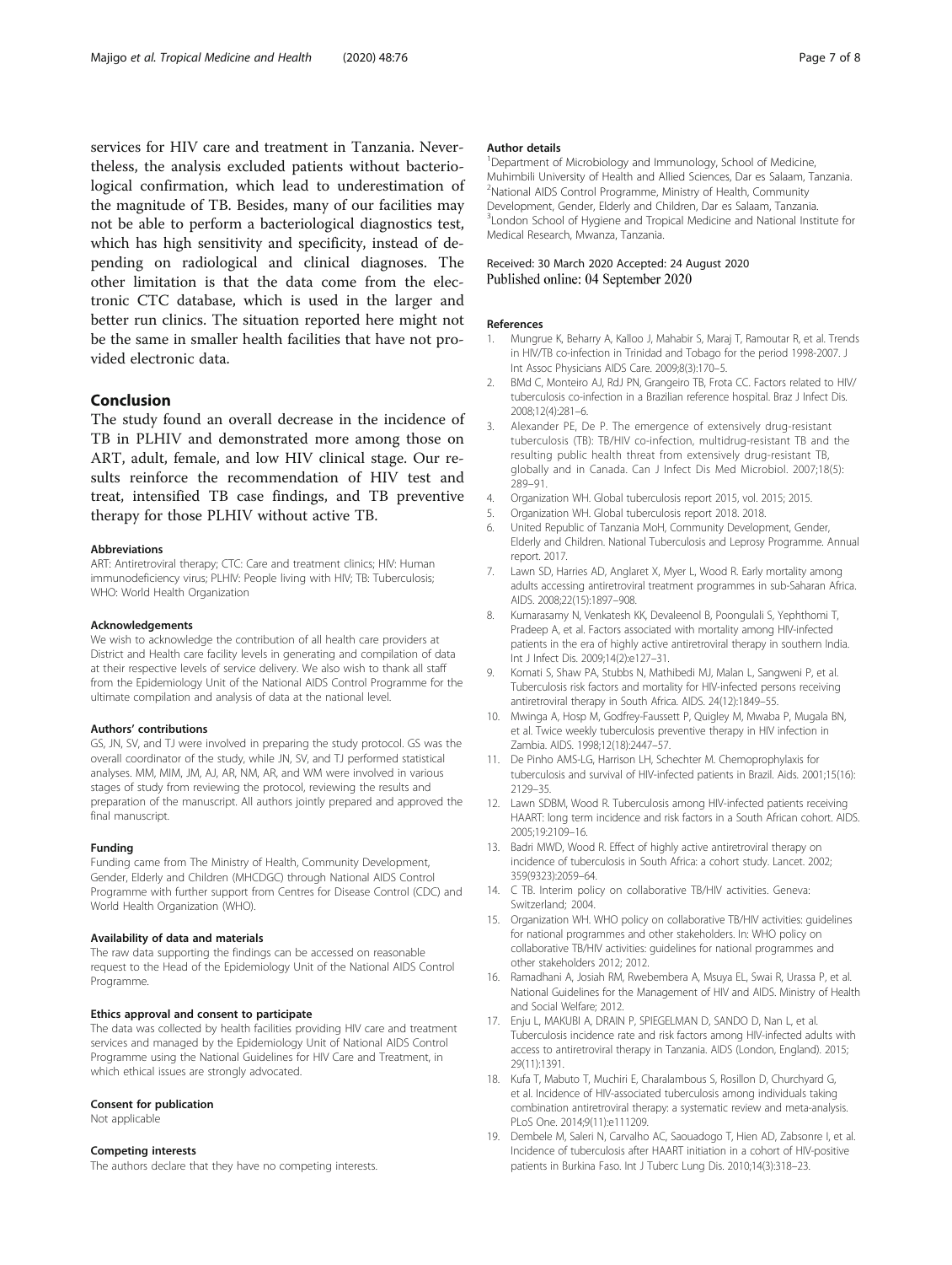services for HIV care and treatment in Tanzania. Nevertheless, the analysis excluded patients without bacteriological confirmation, which lead to underestimation of the magnitude of TB. Besides, many of our facilities may not be able to perform a bacteriological diagnostics test, which has high sensitivity and specificity, instead of depending on radiological and clinical diagnoses. The other limitation is that the data come from the electronic CTC database, which is used in the larger and better run clinics. The situation reported here might not be the same in smaller health facilities that have not provided electronic data.

## Conclusion

The study found an overall decrease in the incidence of TB in PLHIV and demonstrated more among those on ART, adult, female, and low HIV clinical stage. Our results reinforce the recommendation of HIV test and treat, intensified TB case findings, and TB preventive therapy for those PLHIV without active TB.

#### Abbreviations

ART: Antiretroviral therapy; CTC: Care and treatment clinics; HIV: Human immunodeficiency virus; PLHIV: People living with HIV; TB: Tuberculosis; WHO: World Health Organization

#### Acknowledgements

We wish to acknowledge the contribution of all health care providers at District and Health care facility levels in generating and compilation of data at their respective levels of service delivery. We also wish to thank all staff from the Epidemiology Unit of the National AIDS Control Programme for the ultimate compilation and analysis of data at the national level.

#### Authors' contributions

GS, JN, SV, and TJ were involved in preparing the study protocol. GS was the overall coordinator of the study, while JN, SV, and TJ performed statistical analyses. MM, MIM, JM, AJ, AR, NM, AR, and WM were involved in various stages of study from reviewing the protocol, reviewing the results and preparation of the manuscript. All authors jointly prepared and approved the final manuscript.

#### Funding

Funding came from The Ministry of Health, Community Development, Gender, Elderly and Children (MHCDGC) through National AIDS Control Programme with further support from Centres for Disease Control (CDC) and World Health Organization (WHO).

#### Availability of data and materials

The raw data supporting the findings can be accessed on reasonable request to the Head of the Epidemiology Unit of the National AIDS Control Programme.

#### Ethics approval and consent to participate

The data was collected by health facilities providing HIV care and treatment services and managed by the Epidemiology Unit of National AIDS Control Programme using the National Guidelines for HIV Care and Treatment, in which ethical issues are strongly advocated.

#### Consent for publication

Not applicable

#### Competing interests

The authors declare that they have no competing interests.

#### Author details

[1]Department of Microbiology and Immunology, School of Medicine, Muhimbili University of Health and Allied Sciences, Dar es Salaam, Tanzania. [2]National AIDS Control Programme, Ministry of Health, Community Development, Gender, Elderly and Children, Dar es Salaam, Tanzania. [3]London School of Hygiene and Tropical Medicine and National Institute for Medical Research, Mwanza, Tanzania.

Received: 30 March 2020 Accepted: 24 August 2020
Published online: 04 September 2020

#### References

1. Mungrue K, Beharry A, Kalloo J, Mahabir S, Maraj T, Ramoutar R, et al. Trends in HIV/TB co-infection in Trinidad and Tobago for the period 1998-2007. J Int Assoc Physicians AIDS Care. 2009;8(3):170–5.
2. BMd C, Monteiro AJ, RdJ PN, Grangeiro TB, Frota CC. Factors related to HIV/tuberculosis co-infection in a Brazilian reference hospital. Braz J Infect Dis. 2008;12(4):281–6.
3. Alexander PE, De P. The emergence of extensively drug-resistant tuberculosis (TB): TB/HIV co-infection, multidrug-resistant TB and the resulting public health threat from extensively drug-resistant TB, globally and in Canada. Can J Infect Dis Med Microbiol. 2007;18(5): 289–91.
4. Organization WH. Global tuberculosis report 2015, vol. 2015; 2015.
5. Organization WH. Global tuberculosis report 2018. 2018.
6. United Republic of Tanzania MoH, Community Development, Gender, Elderly and Children. National Tuberculosis and Leprosy Programme. Annual report. 2017.
7. Lawn SD, Harries AD, Anglaret X, Myer L, Wood R. Early mortality among adults accessing antiretroviral treatment programmes in sub-Saharan Africa. AIDS. 2008;22(15):1897–908.
8. Kumarasamy N, Venkatesh KK, Devaleenol B, Poongulali S, Yephthomi T, Pradeep A, et al. Factors associated with mortality among HIV-infected patients in the era of highly active antiretroviral therapy in southern India. Int J Infect Dis. 2009;14(2):e127–31.
9. Komati S, Shaw PA, Stubbs N, Mathibedi MJ, Malan L, Sangweni P, et al. Tuberculosis risk factors and mortality for HIV-infected persons receiving antiretroviral therapy in South Africa. AIDS. 24(12):1849–55.
10. Mwinga A, Hosp M, Godfrey-Faussett P, Quigley M, Mwaba P, Mugala BN, et al. Twice weekly tuberculosis preventive therapy in HIV infection in Zambia. AIDS. 1998;12(18):2447–57.
11. De Pinho AMS-LG, Harrison LH, Schechter M. Chemoprophylaxis for tuberculosis and survival of HIV-infected patients in Brazil. Aids. 2001;15(16): 2129–35.
12. Lawn SDBM, Wood R. Tuberculosis among HIV-infected patients receiving HAART: long term incidence and risk factors in a South African cohort. AIDS. 2005;19:2109–16.
13. Badri MWD, Wood R. Effect of highly active antiretroviral therapy on incidence of tuberculosis in South Africa: a cohort study. Lancet. 2002; 359(9323):2059–64.
14. C TB. Interim policy on collaborative TB/HIV activities. Geneva: Switzerland; 2004.
15. Organization WH. WHO policy on collaborative TB/HIV activities: guidelines for national programmes and other stakeholders. In: WHO policy on collaborative TB/HIV activities: guidelines for national programmes and other stakeholders 2012; 2012.
16. Ramadhani A, Josiah RM, Rwebembera A, Msuya EL, Swai R, Urassa P, et al. National Guidelines for the Management of HIV and AIDS. Ministry of Health and Social Welfare; 2012.
17. Enju L, MAKUBI A, DRAIN P, SPIEGELMAN D, SANDO D, Nan L, et al. Tuberculosis incidence rate and risk factors among HIV-infected adults with access to antiretroviral therapy in Tanzania. AIDS (London, England). 2015; 29(11):1391.
18. Kufa T, Mabuto T, Muchiri E, Charalambous S, Rosillon D, Churchyard G, et al. Incidence of HIV-associated tuberculosis among individuals taking combination antiretroviral therapy: a systematic review and meta-analysis. PLoS One. 2014;9(11):e111209.
19. Dembele M, Saleri N, Carvalho AC, Saouadogo T, Hien AD, Zabsonre I, et al. Incidence of tuberculosis after HAART initiation in a cohort of HIV-positive patients in Burkina Faso. Int J Tuberc Lung Dis. 2010;14(3):318–23.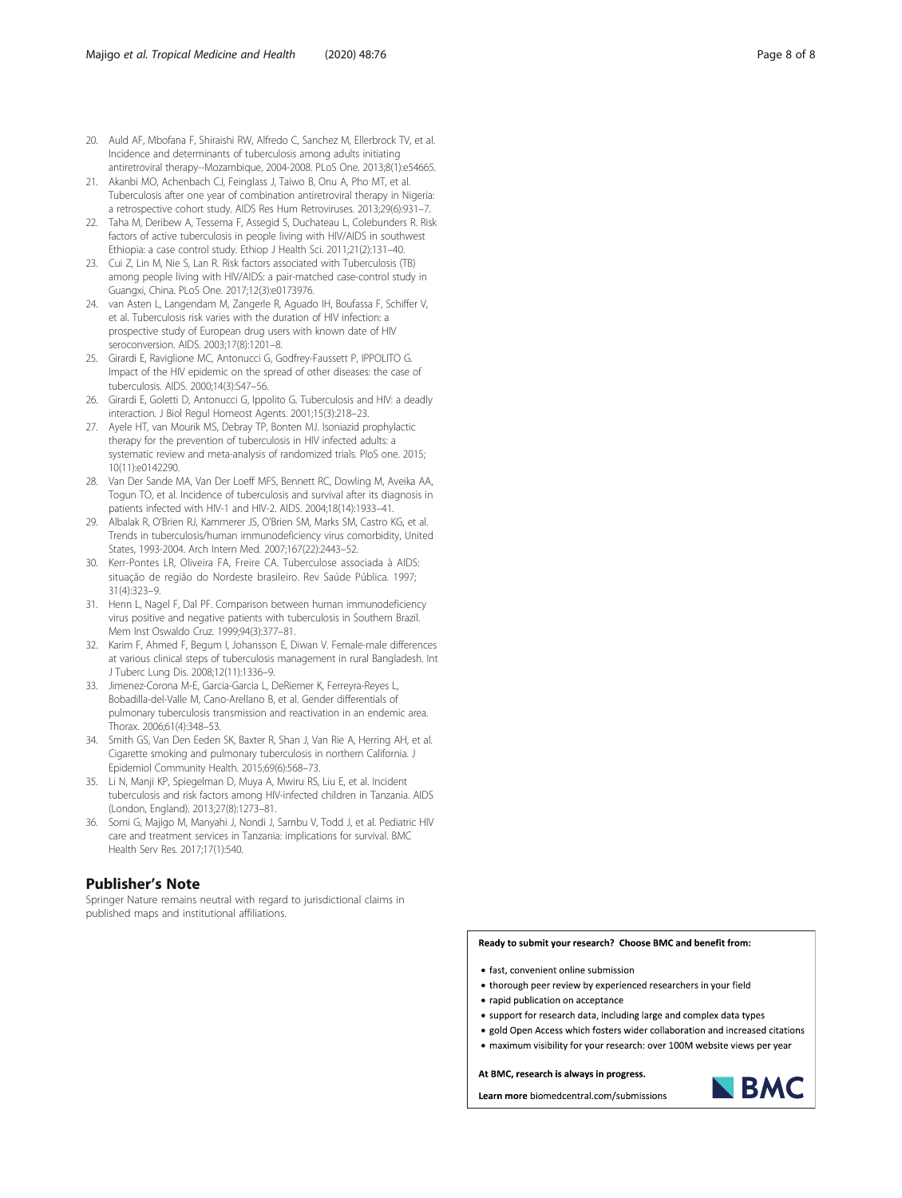20. Auld AF, Mbofana F, Shiraishi RW, Alfredo C, Sanchez M, Ellerbrock TV, et al. Incidence and determinants of tuberculosis among adults initiating antiretroviral therapy--Mozambique, 2004-2008. PLoS One. 2013;8(1):e54665.
21. Akanbi MO, Achenbach CJ, Feinglass J, Taiwo B, Onu A, Pho MT, et al. Tuberculosis after one year of combination antiretroviral therapy in Nigeria: a retrospective cohort study. AIDS Res Hum Retroviruses. 2013;29(6):931–7.
22. Taha M, Deribew A, Tessema F, Assegid S, Duchateau L, Colebunders R. Risk factors of active tuberculosis in people living with HIV/AIDS in southwest Ethiopia: a case control study. Ethiop J Health Sci. 2011;21(2):131–40.
23. Cui Z, Lin M, Nie S, Lan R. Risk factors associated with Tuberculosis (TB) among people living with HIV/AIDS: a pair-matched case-control study in Guangxi, China. PLoS One. 2017;12(3):e0173976.
24. van Asten L, Langendam M, Zangerle R, Aguado IH, Boufassa F, Schiffer V, et al. Tuberculosis risk varies with the duration of HIV infection: a prospective study of European drug users with known date of HIV seroconversion. AIDS. 2003;17(8):1201–8.
25. Girardi E, Raviglione MC, Antonucci G, Godfrey-Faussett P, IPPOLITO G. Impact of the HIV epidemic on the spread of other diseases: the case of tuberculosis. AIDS. 2000;14(3):S47–56.
26. Girardi E, Goletti D, Antonucci G, Ippolito G. Tuberculosis and HIV: a deadly interaction. J Biol Regul Homeost Agents. 2001;15(3):218–23.
27. Ayele HT, van Mourik MS, Debray TP, Bonten MJ. Isoniazid prophylactic therapy for the prevention of tuberculosis in HIV infected adults: a systematic review and meta-analysis of randomized trials. PloS one. 2015; 10(11):e0142290.
28. Van Der Sande MA, Van Der Loeff MFS, Bennett RC, Dowling M, Aveika AA, Togun TO, et al. Incidence of tuberculosis and survival after its diagnosis in patients infected with HIV-1 and HIV-2. AIDS. 2004;18(14):1933–41.
29. Albalak R, O'Brien RJ, Kammerer JS, O'Brien SM, Marks SM, Castro KG, et al. Trends in tuberculosis/human immunodeficiency virus comorbidity, United States, 1993-2004. Arch Intern Med. 2007;167(22):2443–52.
30. Kerr-Pontes LR, Oliveira FA, Freire CA. Tuberculose associada à AIDS: situação de região do Nordeste brasileiro. Rev Saúde Pública. 1997; 31(4):323–9.
31. Henn L, Nagel F, Dal PF. Comparison between human immunodeficiency virus positive and negative patients with tuberculosis in Southern Brazil. Mem Inst Oswaldo Cruz. 1999;94(3):377–81.
32. Karim F, Ahmed F, Begum I, Johansson E, Diwan V. Female-male differences at various clinical steps of tuberculosis management in rural Bangladesh. Int J Tuberc Lung Dis. 2008;12(11):1336–9.
33. Jimenez-Corona M-E, Garcia-Garcia L, DeRiemer K, Ferreyra-Reyes L, Bobadilla-del-Valle M, Cano-Arellano B, et al. Gender differentials of pulmonary tuberculosis transmission and reactivation in an endemic area. Thorax. 2006;61(4):348–53.
34. Smith GS, Van Den Eeden SK, Baxter R, Shan J, Van Rie A, Herring AH, et al. Cigarette smoking and pulmonary tuberculosis in northern California. J Epidemiol Community Health. 2015;69(6):568–73.
35. Li N, Manji KP, Spiegelman D, Muya A, Mwiru RS, Liu E, et al. Incident tuberculosis and risk factors among HIV-infected children in Tanzania. AIDS (London, England). 2013;27(8):1273–81.
36. Somi G, Majigo M, Manyahi J, Nondi J, Sambu V, Todd J, et al. Pediatric HIV care and treatment services in Tanzania: implications for survival. BMC Health Serv Res. 2017;17(1):540.

## Publisher's Note

Springer Nature remains neutral with regard to jurisdictional claims in published maps and institutional affiliations.

**Ready to submit your research? Choose BMC and benefit from:**

- fast, convenient online submission
- thorough peer review by experienced researchers in your field
- rapid publication on acceptance
- support for research data, including large and complex data types
- gold Open Access which fosters wider collaboration and increased citations
- maximum visibility for your research: over 100M website views per year

**At BMC, research is always in progress.**

**Learn more** biomedcentral.com/submissions

BMC